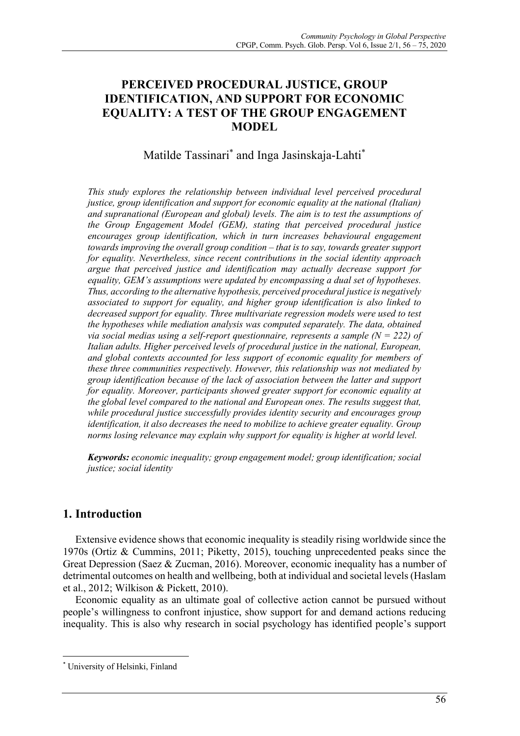# PERCEIVED PROCEDURAL JUSTICE, GROUP IDENTIFICATION, AND SUPPORT FOR ECONOMIC EQUALITY: A TEST OF THE GROUP ENGAGEMENT MODEL

Matilde Tassinari* and Inga Jasinskaja-Lahti*

*This study explores the relationship between individual level perceived procedural justice, group identification and support for economic equality at the national (Italian) and supranational (European and global) levels. The aim is to test the assumptions of the Group Engagement Model (GEM), stating that perceived procedural justice encourages group identification, which in turn increases behavioural engagement towards improving the overall group condition – that is to say, towards greater support for equality. Nevertheless, since recent contributions in the social identity approach argue that perceived justice and identification may actually decrease support for equality, GEM's assumptions were updated by encompassing a dual set of hypotheses. Thus, according to the alternative hypothesis, perceived procedural justice is negatively associated to support for equality, and higher group identification is also linked to decreased support for equality. Three multivariate regression models were used to test the hypotheses while mediation analysis was computed separately. The data, obtained via social medias using a self-report questionnaire, represents a sample (N = 222) of Italian adults. Higher perceived levels of procedural justice in the national, European, and global contexts accounted for less support of economic equality for members of these three communities respectively. However, this relationship was not mediated by group identification because of the lack of association between the latter and support for equality. Moreover, participants showed greater support for economic equality at the global level compared to the national and European ones. The results suggest that, while procedural justice successfully provides identity security and encourages group identification, it also decreases the need to mobilize to achieve greater equality. Group norms losing relevance may explain why support for equality is higher at world level.*

***Keywords:*** *economic inequality; group engagement model; group identification; social justice; social identity*

## 1. Introduction

Extensive evidence shows that economic inequality is steadily rising worldwide since the 1970s (Ortiz & Cummins, 2011; Piketty, 2015), touching unprecedented peaks since the Great Depression (Saez & Zucman, 2016). Moreover, economic inequality has a number of detrimental outcomes on health and wellbeing, both at individual and societal levels (Haslam et al., 2012; Wilkison & Pickett, 2010).

Economic equality as an ultimate goal of collective action cannot be pursued without people's willingness to confront injustice, show support for and demand actions reducing inequality. This is also why research in social psychology has identified people's support

---

* University of Helsinki, Finland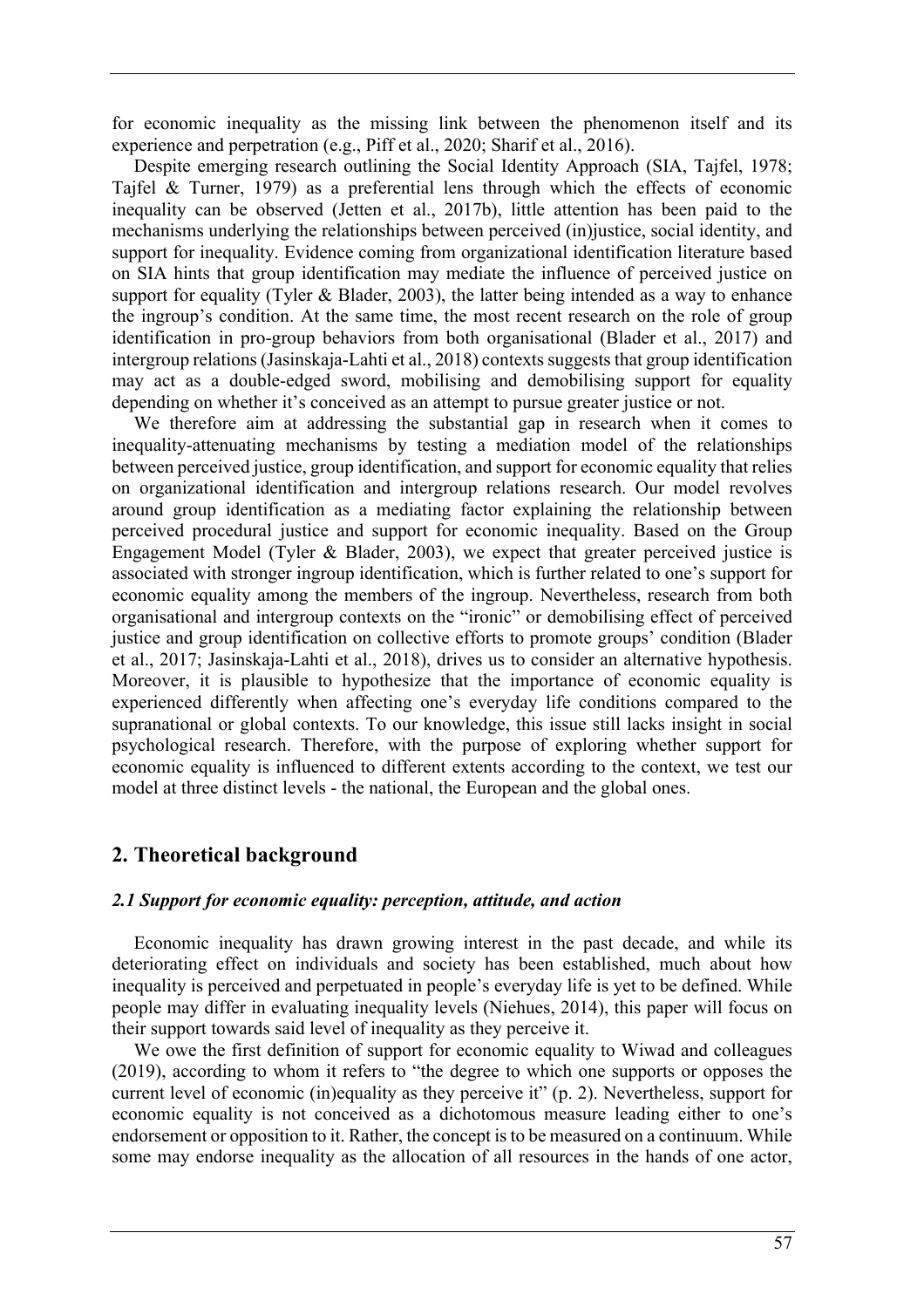for economic inequality as the missing link between the phenomenon itself and its experience and perpetration (e.g., Piff et al., 2020; Sharif et al., 2016).

Despite emerging research outlining the Social Identity Approach (SIA, Tajfel, 1978; Tajfel & Turner, 1979) as a preferential lens through which the effects of economic inequality can be observed (Jetten et al., 2017b), little attention has been paid to the mechanisms underlying the relationships between perceived (in)justice, social identity, and support for inequality. Evidence coming from organizational identification literature based on SIA hints that group identification may mediate the influence of perceived justice on support for equality (Tyler & Blader, 2003), the latter being intended as a way to enhance the ingroup's condition. At the same time, the most recent research on the role of group identification in pro-group behaviors from both organisational (Blader et al., 2017) and intergroup relations (Jasinskaja-Lahti et al., 2018) contexts suggests that group identification may act as a double-edged sword, mobilising and demobilising support for equality depending on whether it's conceived as an attempt to pursue greater justice or not.

We therefore aim at addressing the substantial gap in research when it comes to inequality-attenuating mechanisms by testing a mediation model of the relationships between perceived justice, group identification, and support for economic equality that relies on organizational identification and intergroup relations research. Our model revolves around group identification as a mediating factor explaining the relationship between perceived procedural justice and support for economic inequality. Based on the Group Engagement Model (Tyler & Blader, 2003), we expect that greater perceived justice is associated with stronger ingroup identification, which is further related to one's support for economic equality among the members of the ingroup. Nevertheless, research from both organisational and intergroup contexts on the "ironic" or demobilising effect of perceived justice and group identification on collective efforts to promote groups' condition (Blader et al., 2017; Jasinskaja-Lahti et al., 2018), drives us to consider an alternative hypothesis. Moreover, it is plausible to hypothesize that the importance of economic equality is experienced differently when affecting one's everyday life conditions compared to the supranational or global contexts. To our knowledge, this issue still lacks insight in social psychological research. Therefore, with the purpose of exploring whether support for economic equality is influenced to different extents according to the context, we test our model at three distinct levels - the national, the European and the global ones.

## 2. Theoretical background

### *2.1 Support for economic equality: perception, attitude, and action*

Economic inequality has drawn growing interest in the past decade, and while its deteriorating effect on individuals and society has been established, much about how inequality is perceived and perpetuated in people's everyday life is yet to be defined. While people may differ in evaluating inequality levels (Niehues, 2014), this paper will focus on their support towards said level of inequality as they perceive it.

We owe the first definition of support for economic equality to Wiwad and colleagues (2019), according to whom it refers to "the degree to which one supports or opposes the current level of economic (in)equality as they perceive it" (p. 2). Nevertheless, support for economic equality is not conceived as a dichotomous measure leading either to one's endorsement or opposition to it. Rather, the concept is to be measured on a continuum. While some may endorse inequality as the allocation of all resources in the hands of one actor,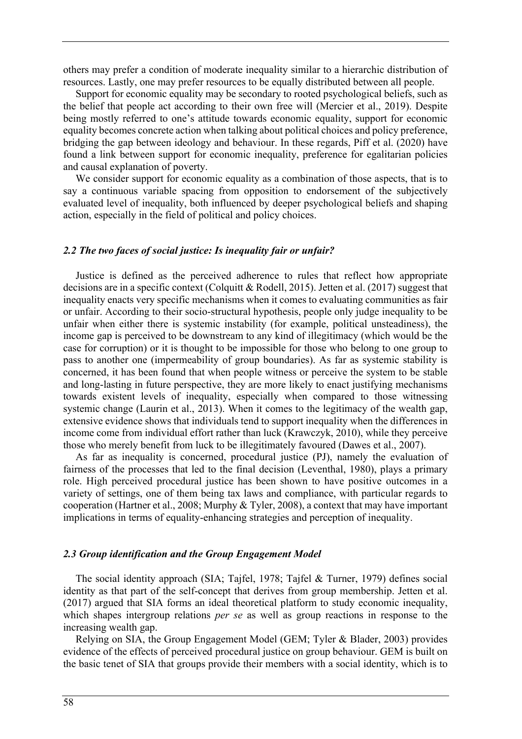others may prefer a condition of moderate inequality similar to a hierarchic distribution of resources. Lastly, one may prefer resources to be equally distributed between all people.

Support for economic equality may be secondary to rooted psychological beliefs, such as the belief that people act according to their own free will (Mercier et al., 2019). Despite being mostly referred to one's attitude towards economic equality, support for economic equality becomes concrete action when talking about political choices and policy preference, bridging the gap between ideology and behaviour. In these regards, Piff et al. (2020) have found a link between support for economic inequality, preference for egalitarian policies and causal explanation of poverty.

We consider support for economic equality as a combination of those aspects, that is to say a continuous variable spacing from opposition to endorsement of the subjectively evaluated level of inequality, both influenced by deeper psychological beliefs and shaping action, especially in the field of political and policy choices.

### *2.2 The two faces of social justice: Is inequality fair or unfair?*

Justice is defined as the perceived adherence to rules that reflect how appropriate decisions are in a specific context (Colquitt & Rodell, 2015). Jetten et al. (2017) suggest that inequality enacts very specific mechanisms when it comes to evaluating communities as fair or unfair. According to their socio-structural hypothesis, people only judge inequality to be unfair when either there is systemic instability (for example, political unsteadiness), the income gap is perceived to be downstream to any kind of illegitimacy (which would be the case for corruption) or it is thought to be impossible for those who belong to one group to pass to another one (impermeability of group boundaries). As far as systemic stability is concerned, it has been found that when people witness or perceive the system to be stable and long-lasting in future perspective, they are more likely to enact justifying mechanisms towards existent levels of inequality, especially when compared to those witnessing systemic change (Laurin et al., 2013). When it comes to the legitimacy of the wealth gap, extensive evidence shows that individuals tend to support inequality when the differences in income come from individual effort rather than luck (Krawczyk, 2010), while they perceive those who merely benefit from luck to be illegitimately favoured (Dawes et al., 2007).

As far as inequality is concerned, procedural justice (PJ), namely the evaluation of fairness of the processes that led to the final decision (Leventhal, 1980), plays a primary role. High perceived procedural justice has been shown to have positive outcomes in a variety of settings, one of them being tax laws and compliance, with particular regards to cooperation (Hartner et al., 2008; Murphy & Tyler, 2008), a context that may have important implications in terms of equality-enhancing strategies and perception of inequality.

### *2.3 Group identification and the Group Engagement Model*

The social identity approach (SIA; Tajfel, 1978; Tajfel & Turner, 1979) defines social identity as that part of the self-concept that derives from group membership. Jetten et al. (2017) argued that SIA forms an ideal theoretical platform to study economic inequality, which shapes intergroup relations *per se* as well as group reactions in response to the increasing wealth gap.

Relying on SIA, the Group Engagement Model (GEM; Tyler & Blader, 2003) provides evidence of the effects of perceived procedural justice on group behaviour. GEM is built on the basic tenet of SIA that groups provide their members with a social identity, which is to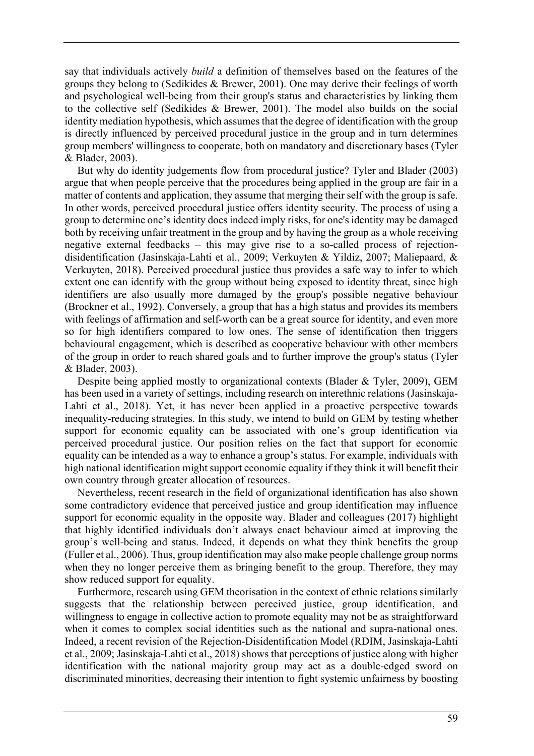say that individuals actively *build* a definition of themselves based on the features of the groups they belong to (Sedikides & Brewer, 2001**)**. One may derive their feelings of worth and psychological well-being from their group's status and characteristics by linking them to the collective self (Sedikides & Brewer, 2001). The model also builds on the social identity mediation hypothesis, which assumes that the degree of identification with the group is directly influenced by perceived procedural justice in the group and in turn determines group members' willingness to cooperate, both on mandatory and discretionary bases (Tyler & Blader, 2003).

But why do identity judgements flow from procedural justice? Tyler and Blader (2003) argue that when people perceive that the procedures being applied in the group are fair in a matter of contents and application, they assume that merging their self with the group is safe. In other words, perceived procedural justice offers identity security. The process of using a group to determine one's identity does indeed imply risks, for one's identity may be damaged both by receiving unfair treatment in the group and by having the group as a whole receiving negative external feedbacks – this may give rise to a so-called process of rejection-disidentification (Jasinskaja-Lahti et al., 2009; Verkuyten & Yildiz, 2007; Maliepaard, & Verkuyten, 2018). Perceived procedural justice thus provides a safe way to infer to which extent one can identify with the group without being exposed to identity threat, since high identifiers are also usually more damaged by the group's possible negative behaviour (Brockner et al., 1992). Conversely, a group that has a high status and provides its members with feelings of affirmation and self-worth can be a great source for identity, and even more so for high identifiers compared to low ones. The sense of identification then triggers behavioural engagement, which is described as cooperative behaviour with other members of the group in order to reach shared goals and to further improve the group's status (Tyler & Blader, 2003).

Despite being applied mostly to organizational contexts (Blader & Tyler, 2009), GEM has been used in a variety of settings, including research on interethnic relations (Jasinskaja-Lahti et al., 2018). Yet, it has never been applied in a proactive perspective towards inequality-reducing strategies. In this study, we intend to build on GEM by testing whether support for economic equality can be associated with one's group identification via perceived procedural justice. Our position relies on the fact that support for economic equality can be intended as a way to enhance a group's status. For example, individuals with high national identification might support economic equality if they think it will benefit their own country through greater allocation of resources.

Nevertheless, recent research in the field of organizational identification has also shown some contradictory evidence that perceived justice and group identification may influence support for economic equality in the opposite way. Blader and colleagues (2017) highlight that highly identified individuals don't always enact behaviour aimed at improving the group's well-being and status. Indeed, it depends on what they think benefits the group (Fuller et al., 2006). Thus, group identification may also make people challenge group norms when they no longer perceive them as bringing benefit to the group. Therefore, they may show reduced support for equality.

Furthermore, research using GEM theorisation in the context of ethnic relations similarly suggests that the relationship between perceived justice, group identification, and willingness to engage in collective action to promote equality may not be as straightforward when it comes to complex social identities such as the national and supra-national ones. Indeed, a recent revision of the Rejection-Disidentification Model (RDIM, Jasinskaja-Lahti et al., 2009; Jasinskaja-Lahti et al., 2018) shows that perceptions of justice along with higher identification with the national majority group may act as a double-edged sword on discriminated minorities, decreasing their intention to fight systemic unfairness by boosting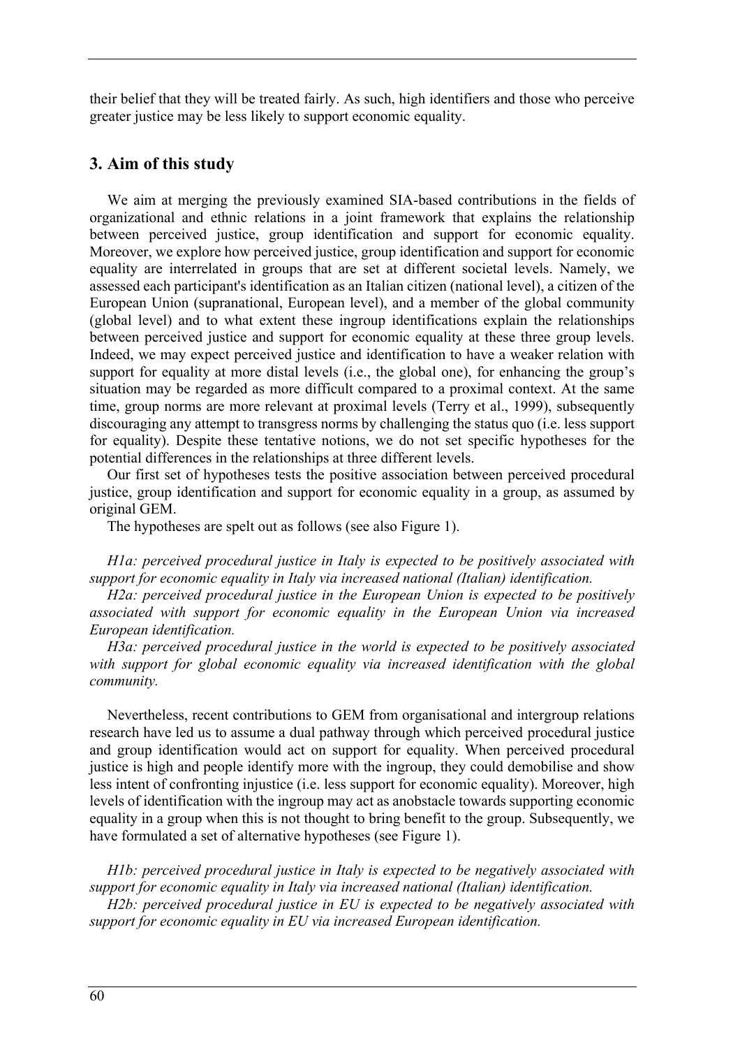their belief that they will be treated fairly. As such, high identifiers and those who perceive greater justice may be less likely to support economic equality.

## 3. Aim of this study

We aim at merging the previously examined SIA-based contributions in the fields of organizational and ethnic relations in a joint framework that explains the relationship between perceived justice, group identification and support for economic equality. Moreover, we explore how perceived justice, group identification and support for economic equality are interrelated in groups that are set at different societal levels. Namely, we assessed each participant's identification as an Italian citizen (national level), a citizen of the European Union (supranational, European level), and a member of the global community (global level) and to what extent these ingroup identifications explain the relationships between perceived justice and support for economic equality at these three group levels. Indeed, we may expect perceived justice and identification to have a weaker relation with support for equality at more distal levels (i.e., the global one), for enhancing the group's situation may be regarded as more difficult compared to a proximal context. At the same time, group norms are more relevant at proximal levels (Terry et al., 1999), subsequently discouraging any attempt to transgress norms by challenging the status quo (i.e. less support for equality). Despite these tentative notions, we do not set specific hypotheses for the potential differences in the relationships at three different levels.

Our first set of hypotheses tests the positive association between perceived procedural justice, group identification and support for economic equality in a group, as assumed by original GEM.

The hypotheses are spelt out as follows (see also Figure 1).

*H1a: perceived procedural justice in Italy is expected to be positively associated with support for economic equality in Italy via increased national (Italian) identification.*

*H2a: perceived procedural justice in the European Union is expected to be positively associated with support for economic equality in the European Union via increased European identification.*

*H3a: perceived procedural justice in the world is expected to be positively associated with support for global economic equality via increased identification with the global community.*

Nevertheless, recent contributions to GEM from organisational and intergroup relations research have led us to assume a dual pathway through which perceived procedural justice and group identification would act on support for equality. When perceived procedural justice is high and people identify more with the ingroup, they could demobilise and show less intent of confronting injustice (i.e. less support for economic equality). Moreover, high levels of identification with the ingroup may act as anobstacle towards supporting economic equality in a group when this is not thought to bring benefit to the group. Subsequently, we have formulated a set of alternative hypotheses (see Figure 1).

*H1b: perceived procedural justice in Italy is expected to be negatively associated with support for economic equality in Italy via increased national (Italian) identification.*

*H2b: perceived procedural justice in EU is expected to be negatively associated with support for economic equality in EU via increased European identification.*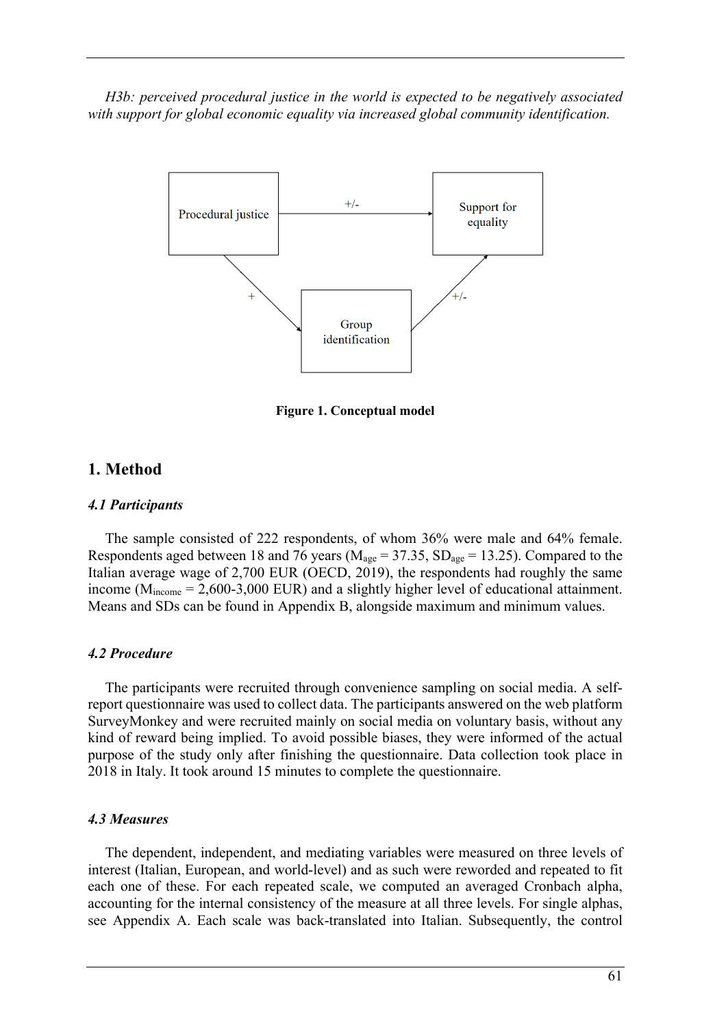*H3b: perceived procedural justice in the world is expected to be negatively associated with support for global economic equality via increased global community identification.*

**Figure 1. Conceptual model**

## 1. Method

### *4.1 Participants*

The sample consisted of 222 respondents, of whom 36% were male and 64% female. Respondents aged between 18 and 76 years ($M_{age}$ = 37.35, $SD_{age}$ = 13.25). Compared to the Italian average wage of 2,700 EUR (OECD, 2019), the respondents had roughly the same income ($M_{income}$ = 2,600-3,000 EUR) and a slightly higher level of educational attainment. Means and SDs can be found in Appendix B, alongside maximum and minimum values.

### *4.2 Procedure*

The participants were recruited through convenience sampling on social media. A self-report questionnaire was used to collect data. The participants answered on the web platform SurveyMonkey and were recruited mainly on social media on voluntary basis, without any kind of reward being implied. To avoid possible biases, they were informed of the actual purpose of the study only after finishing the questionnaire. Data collection took place in 2018 in Italy. It took around 15 minutes to complete the questionnaire.

### *4.3 Measures*

The dependent, independent, and mediating variables were measured on three levels of interest (Italian, European, and world-level) and as such were reworded and repeated to fit each one of these. For each repeated scale, we computed an averaged Cronbach alpha, accounting for the internal consistency of the measure at all three levels. For single alphas, see Appendix A. Each scale was back-translated into Italian. Subsequently, the control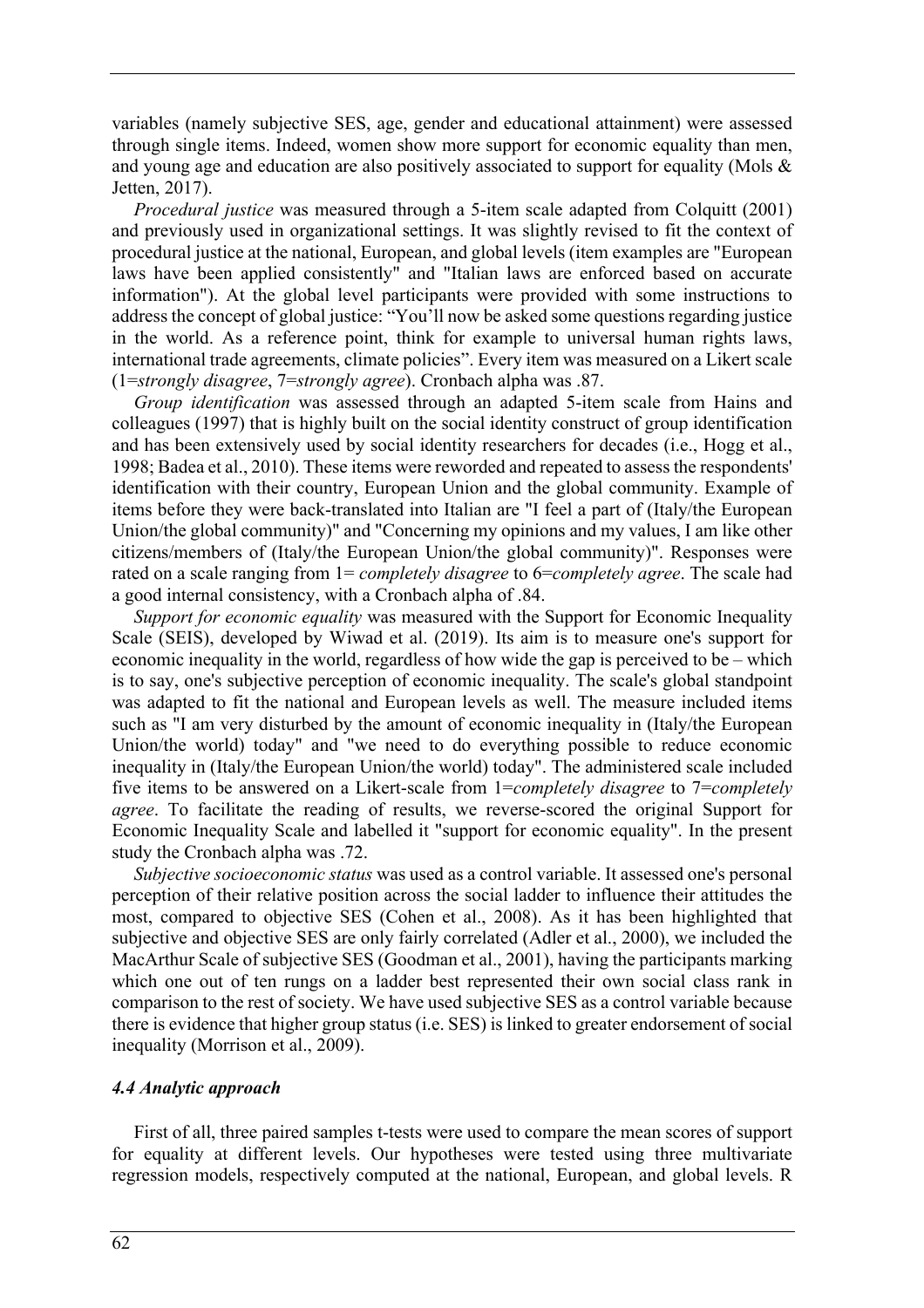variables (namely subjective SES, age, gender and educational attainment) were assessed through single items. Indeed, women show more support for economic equality than men, and young age and education are also positively associated to support for equality (Mols & Jetten, 2017).

*Procedural justice* was measured through a 5-item scale adapted from Colquitt (2001) and previously used in organizational settings. It was slightly revised to fit the context of procedural justice at the national, European, and global levels (item examples are "European laws have been applied consistently" and "Italian laws are enforced based on accurate information"). At the global level participants were provided with some instructions to address the concept of global justice: "You'll now be asked some questions regarding justice in the world. As a reference point, think for example to universal human rights laws, international trade agreements, climate policies". Every item was measured on a Likert scale (1=*strongly disagree*, 7=*strongly agree*). Cronbach alpha was .87.

*Group identification* was assessed through an adapted 5-item scale from Hains and colleagues (1997) that is highly built on the social identity construct of group identification and has been extensively used by social identity researchers for decades (i.e., Hogg et al., 1998; Badea et al., 2010). These items were reworded and repeated to assess the respondents' identification with their country, European Union and the global community. Example of items before they were back-translated into Italian are "I feel a part of (Italy/the European Union/the global community)" and "Concerning my opinions and my values, I am like other citizens/members of (Italy/the European Union/the global community)". Responses were rated on a scale ranging from 1= *completely disagree* to 6=*completely agree*. The scale had a good internal consistency, with a Cronbach alpha of .84.

*Support for economic equality* was measured with the Support for Economic Inequality Scale (SEIS), developed by Wiwad et al. (2019). Its aim is to measure one's support for economic inequality in the world, regardless of how wide the gap is perceived to be – which is to say, one's subjective perception of economic inequality. The scale's global standpoint was adapted to fit the national and European levels as well. The measure included items such as "I am very disturbed by the amount of economic inequality in (Italy/the European Union/the world) today" and "we need to do everything possible to reduce economic inequality in (Italy/the European Union/the world) today". The administered scale included five items to be answered on a Likert-scale from 1=*completely disagree* to 7=*completely agree*. To facilitate the reading of results, we reverse-scored the original Support for Economic Inequality Scale and labelled it "support for economic equality". In the present study the Cronbach alpha was .72.

*Subjective socioeconomic status* was used as a control variable. It assessed one's personal perception of their relative position across the social ladder to influence their attitudes the most, compared to objective SES (Cohen et al., 2008). As it has been highlighted that subjective and objective SES are only fairly correlated (Adler et al., 2000), we included the MacArthur Scale of subjective SES (Goodman et al., 2001), having the participants marking which one out of ten rungs on a ladder best represented their own social class rank in comparison to the rest of society. We have used subjective SES as a control variable because there is evidence that higher group status (i.e. SES) is linked to greater endorsement of social inequality (Morrison et al., 2009).

#### *4.4 Analytic approach*

First of all, three paired samples t-tests were used to compare the mean scores of support for equality at different levels. Our hypotheses were tested using three multivariate regression models, respectively computed at the national, European, and global levels. R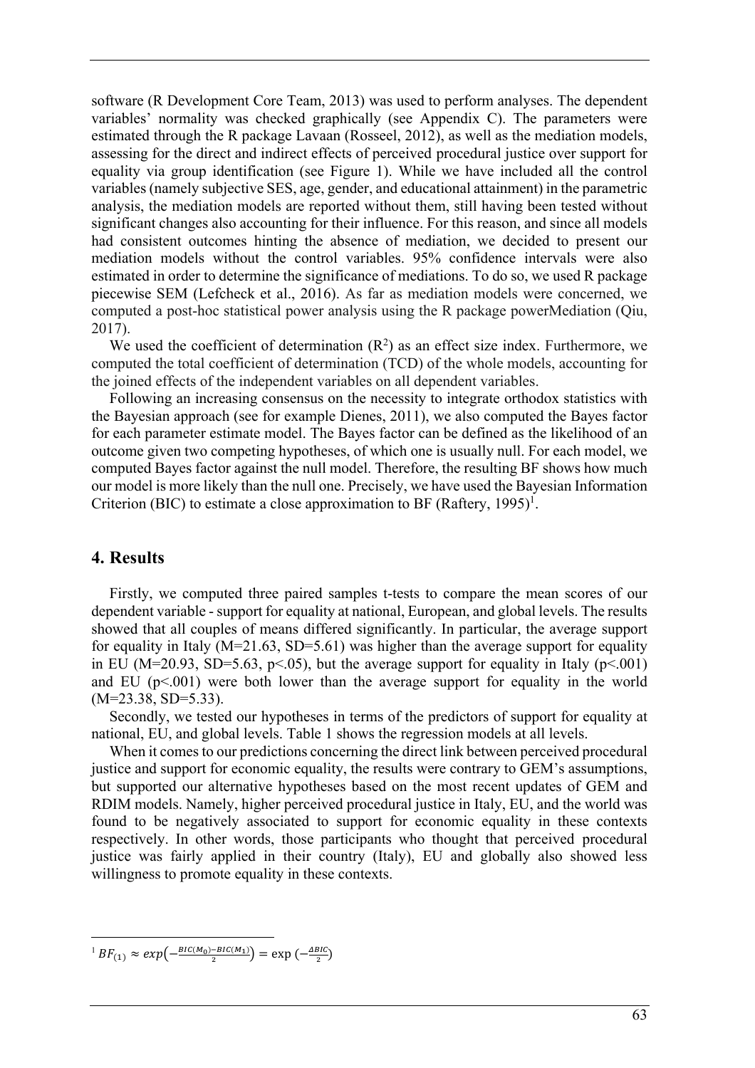software (R Development Core Team, 2013) was used to perform analyses. The dependent variables' normality was checked graphically (see Appendix C). The parameters were estimated through the R package Lavaan (Rosseel, 2012), as well as the mediation models, assessing for the direct and indirect effects of perceived procedural justice over support for equality via group identification (see Figure 1). While we have included all the control variables (namely subjective SES, age, gender, and educational attainment) in the parametric analysis, the mediation models are reported without them, still having been tested without significant changes also accounting for their influence. For this reason, and since all models had consistent outcomes hinting the absence of mediation, we decided to present our mediation models without the control variables. 95% confidence intervals were also estimated in order to determine the significance of mediations. To do so, we used R package piecewise SEM (Lefcheck et al., 2016). As far as mediation models were concerned, we computed a post-hoc statistical power analysis using the R package powerMediation (Qiu, 2017).

We used the coefficient of determination ($R^2$) as an effect size index. Furthermore, we computed the total coefficient of determination (TCD) of the whole models, accounting for the joined effects of the independent variables on all dependent variables.

Following an increasing consensus on the necessity to integrate orthodox statistics with the Bayesian approach (see for example Dienes, 2011), we also computed the Bayes factor for each parameter estimate model. The Bayes factor can be defined as the likelihood of an outcome given two competing hypotheses, of which one is usually null. For each model, we computed Bayes factor against the null model. Therefore, the resulting BF shows how much our model is more likely than the null one. Precisely, we have used the Bayesian Information Criterion (BIC) to estimate a close approximation to BF (Raftery, 1995)[1].

## 4. Results

Firstly, we computed three paired samples t-tests to compare the mean scores of our dependent variable - support for equality at national, European, and global levels. The results showed that all couples of means differed significantly. In particular, the average support for equality in Italy (M=21.63, SD=5.61) was higher than the average support for equality in EU (M=20.93, SD=5.63, $p<.05$), but the average support for equality in Italy ($p<.001$) and EU ($p<.001$) were both lower than the average support for equality in the world (M=23.38, SD=5.33).

Secondly, we tested our hypotheses in terms of the predictors of support for equality at national, EU, and global levels. Table 1 shows the regression models at all levels.

When it comes to our predictions concerning the direct link between perceived procedural justice and support for economic equality, the results were contrary to GEM's assumptions, but supported our alternative hypotheses based on the most recent updates of GEM and RDIM models. Namely, higher perceived procedural justice in Italy, EU, and the world was found to be negatively associated to support for economic equality in these contexts respectively. In other words, those participants who thought that perceived procedural justice was fairly applied in their country (Italy), EU and globally also showed less willingness to promote equality in these contexts.

---

[1] $BF_{(1)} \approx exp\left(-\frac{BIC(M_0)-BIC(M_1)}{2}\right) = \exp\left(-\frac{\Delta BIC}{2}\right)$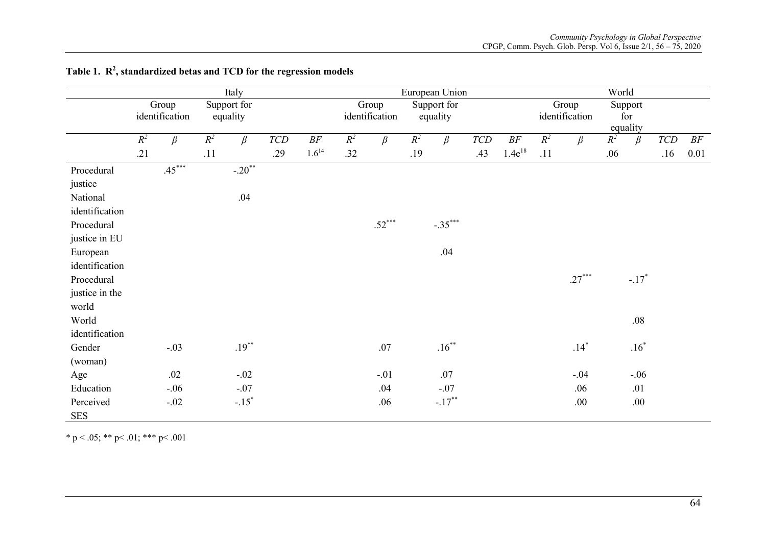**Table 1. $R^2$, standardized betas and TCD for the regression models**

| | Italy | | | | | | European Union | | | | | | World | | | | | |
|---|---|---|---|---|---|---|---|---|---|---|---|---|---|---|---|---|---|---|
| | Group identification | | Support for equality | | | | Group identification | | Support for equality | | | | Group identification | | Support for equality | | | |
| | $R^2$ | $\beta$ | $R^2$ | $\beta$ | *TCD* | *BF* | $R^2$ | $\beta$ | $R^2$ | $\beta$ | *TCD* | *BF* | $R^2$ | $\beta$ | $R^2$ | $\beta$ | *TCD* | *BF* |
| | .21 | | .11 | | .29 | $1.6^{14}$ | .32 | | .19 | | .43 | $1.4e^{18}$ | .11 | | .06 | | .16 | 0.01 |
| Procedural justice | | $.45^{***}$ | | $-.20^{**}$ | | | | | | | | | | | | | | |
| National identification | | | | .04 | | | | | | | | | | | | | | |
| Procedural justice in EU | | | | | | | | $.52^{***}$ | | $-.35^{***}$ | | | | | | | | |
| European identification | | | | | | | | | | .04 | | | | | | | | |
| Procedural justice in the world | | | | | | | | | | | | | | $.27^{***}$ | | $-.17^{*}$ | | |
| World identification | | | | | | | | | | | | | | | | .08 | | |
| Gender (woman) | | -.03 | | $.19^{**}$ | | | | .07 | | $.16^{**}$ | | | | $.14^{*}$ | | $.16^{*}$ | | |
| Age | | .02 | | -.02 | | | | -.01 | | .07 | | | | -.04 | | -.06 | | |
| Education | | -.06 | | -.07 | | | | .04 | | -.07 | | | | .06 | | .01 | | |
| Perceived SES | | -.02 | | $-.15^{*}$ | | | | .06 | | $-.17^{**}$ | | | | .00 | | .00 | | |

\* $p < .05$; \*\* $p < .01$; \*\*\* $p < .001$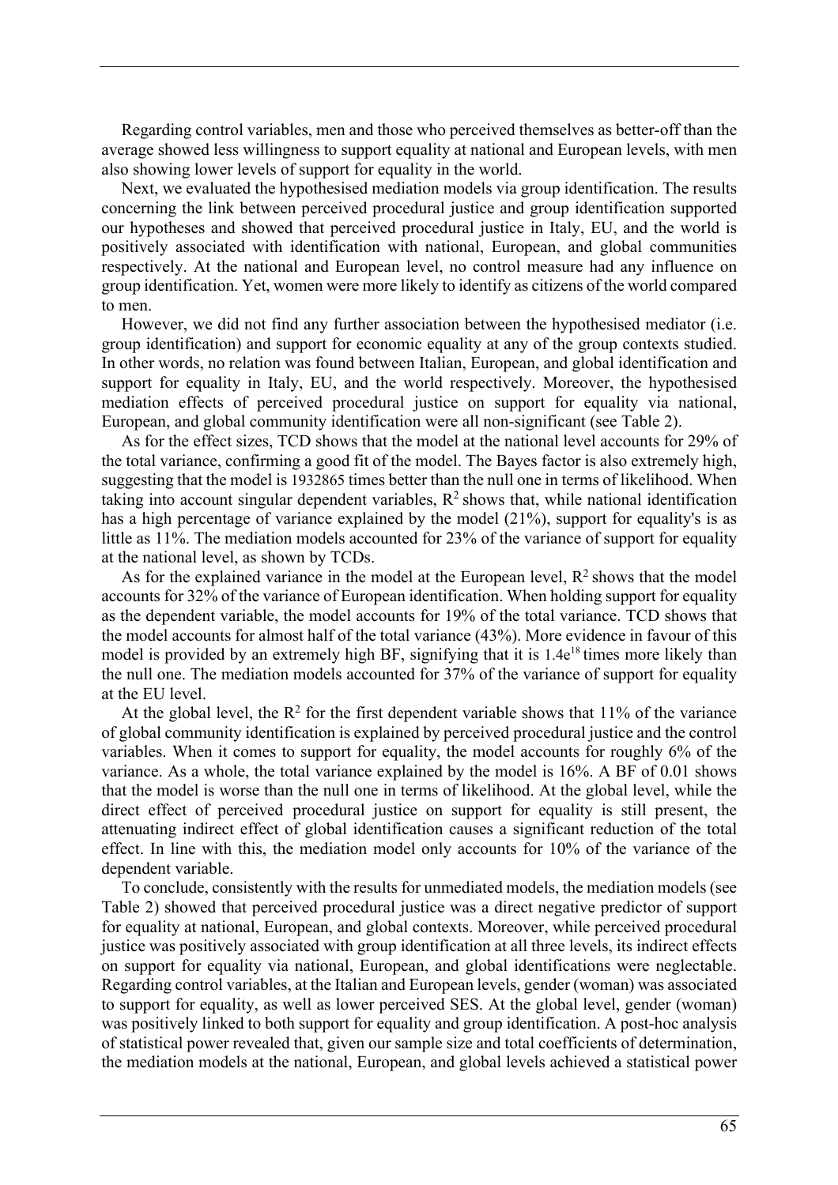Regarding control variables, men and those who perceived themselves as better-off than the average showed less willingness to support equality at national and European levels, with men also showing lower levels of support for equality in the world.

Next, we evaluated the hypothesised mediation models via group identification. The results concerning the link between perceived procedural justice and group identification supported our hypotheses and showed that perceived procedural justice in Italy, EU, and the world is positively associated with identification with national, European, and global communities respectively. At the national and European level, no control measure had any influence on group identification. Yet, women were more likely to identify as citizens of the world compared to men.

However, we did not find any further association between the hypothesised mediator (i.e. group identification) and support for economic equality at any of the group contexts studied. In other words, no relation was found between Italian, European, and global identification and support for equality in Italy, EU, and the world respectively. Moreover, the hypothesised mediation effects of perceived procedural justice on support for equality via national, European, and global community identification were all non-significant (see Table 2).

As for the effect sizes, TCD shows that the model at the national level accounts for 29% of the total variance, confirming a good fit of the model. The Bayes factor is also extremely high, suggesting that the model is 1932865 times better than the null one in terms of likelihood. When taking into account singular dependent variables, $R^2$ shows that, while national identification has a high percentage of variance explained by the model (21%), support for equality's is as little as 11%. The mediation models accounted for 23% of the variance of support for equality at the national level, as shown by TCDs.

As for the explained variance in the model at the European level, $R^2$ shows that the model accounts for 32% of the variance of European identification. When holding support for equality as the dependent variable, the model accounts for 19% of the total variance. TCD shows that the model accounts for almost half of the total variance (43%). More evidence in favour of this model is provided by an extremely high BF, signifying that it is $1.4e^{18}$ times more likely than the null one. The mediation models accounted for 37% of the variance of support for equality at the EU level.

At the global level, the $R^2$ for the first dependent variable shows that 11% of the variance of global community identification is explained by perceived procedural justice and the control variables. When it comes to support for equality, the model accounts for roughly 6% of the variance. As a whole, the total variance explained by the model is 16%. A BF of 0.01 shows that the model is worse than the null one in terms of likelihood. At the global level, while the direct effect of perceived procedural justice on support for equality is still present, the attenuating indirect effect of global identification causes a significant reduction of the total effect. In line with this, the mediation model only accounts for 10% of the variance of the dependent variable.

To conclude, consistently with the results for unmediated models, the mediation models (see Table 2) showed that perceived procedural justice was a direct negative predictor of support for equality at national, European, and global contexts. Moreover, while perceived procedural justice was positively associated with group identification at all three levels, its indirect effects on support for equality via national, European, and global identifications were neglectable. Regarding control variables, at the Italian and European levels, gender (woman) was associated to support for equality, as well as lower perceived SES. At the global level, gender (woman) was positively linked to both support for equality and group identification. A post-hoc analysis of statistical power revealed that, given our sample size and total coefficients of determination, the mediation models at the national, European, and global levels achieved a statistical power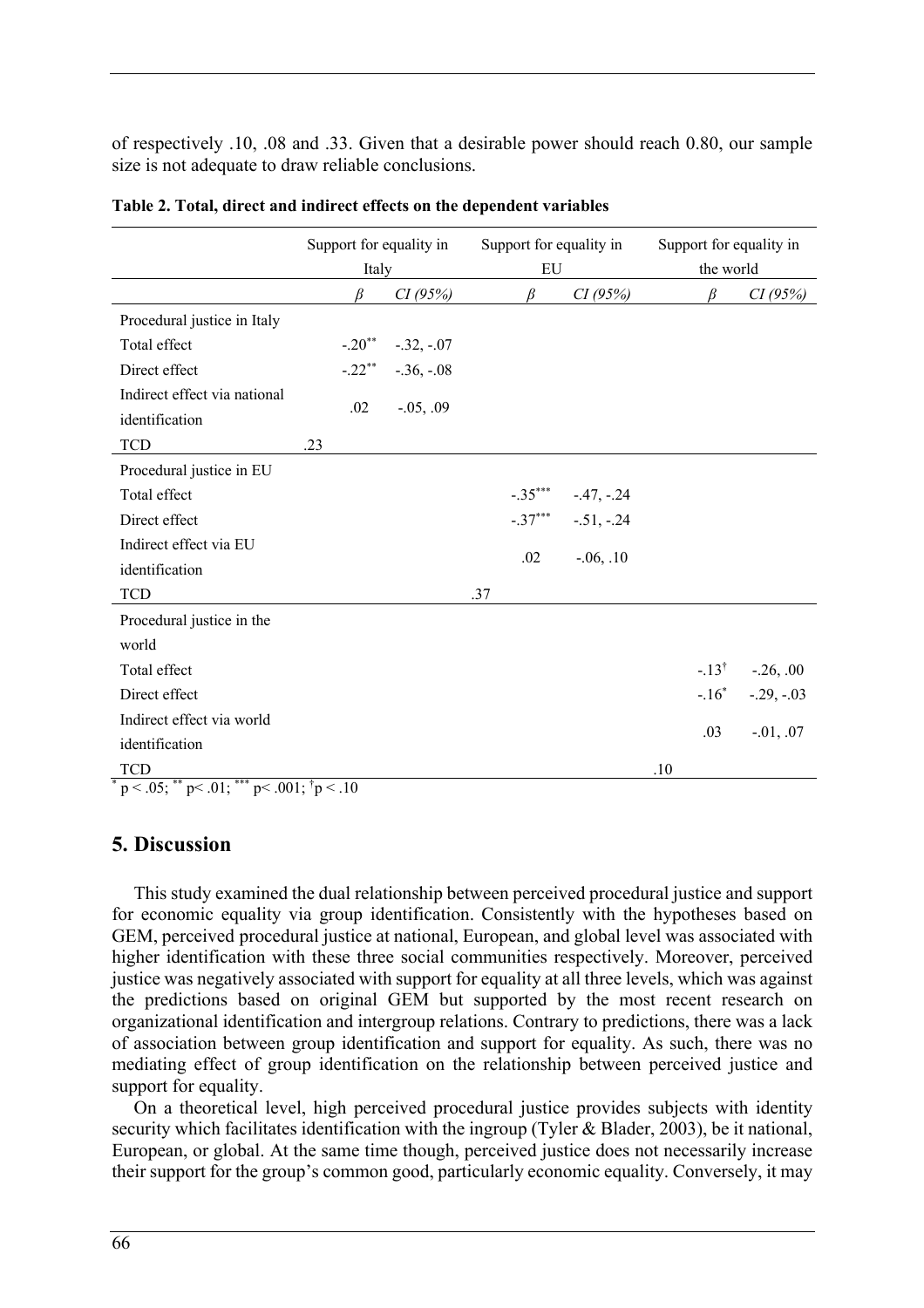of respectively .10, .08 and .33. Given that a desirable power should reach 0.80, our sample size is not adequate to draw reliable conclusions.

**Table 2. Total, direct and indirect effects on the dependent variables**

| | Support for equality in Italy | | Support for equality in EU | | Support for equality in the world | |
|---|---|---|---|---|---|---|
| | *β* | *CI (95%)* | *β* | *CI (95%)* | *β* | *CI (95%)* |
| Procedural justice in Italy | | | | | | |
| Total effect | $-.20^{**}$ | -.32, -.07 | | | | |
| Direct effect | $-.22^{**}$ | -.36, -.08 | | | | |
| Indirect effect via national identification | .02 | -.05, .09 | | | | |
| TCD | .23 | | | | | |
| Procedural justice in EU | | | | | | |
| Total effect | | | $-.35^{***}$ | -.47, -.24 | | |
| Direct effect | | | $-.37^{***}$ | -.51, -.24 | | |
| Indirect effect via EU identification | | | .02 | -.06, .10 | | |
| TCD | | | .37 | | | |
| Procedural justice in the world | | | | | | |
| Total effect | | | | | $-.13^{\dagger}$ | -.26, .00 |
| Direct effect | | | | | $-.16^{*}$ | -.29, -.03 |
| Indirect effect via world identification | | | | | .03 | -.01, .07 |
| TCD | | | | | .10 | |

$^{*}$ $p < .05$; $^{**}$ $p < .01$; $^{***}$ $p < .001$; $^{\dagger}$ $p < .10$

## 5. Discussion

This study examined the dual relationship between perceived procedural justice and support for economic equality via group identification. Consistently with the hypotheses based on GEM, perceived procedural justice at national, European, and global level was associated with higher identification with these three social communities respectively. Moreover, perceived justice was negatively associated with support for equality at all three levels, which was against the predictions based on original GEM but supported by the most recent research on organizational identification and intergroup relations. Contrary to predictions, there was a lack of association between group identification and support for equality. As such, there was no mediating effect of group identification on the relationship between perceived justice and support for equality.

On a theoretical level, high perceived procedural justice provides subjects with identity security which facilitates identification with the ingroup (Tyler & Blader, 2003), be it national, European, or global. At the same time though, perceived justice does not necessarily increase their support for the group's common good, particularly economic equality. Conversely, it may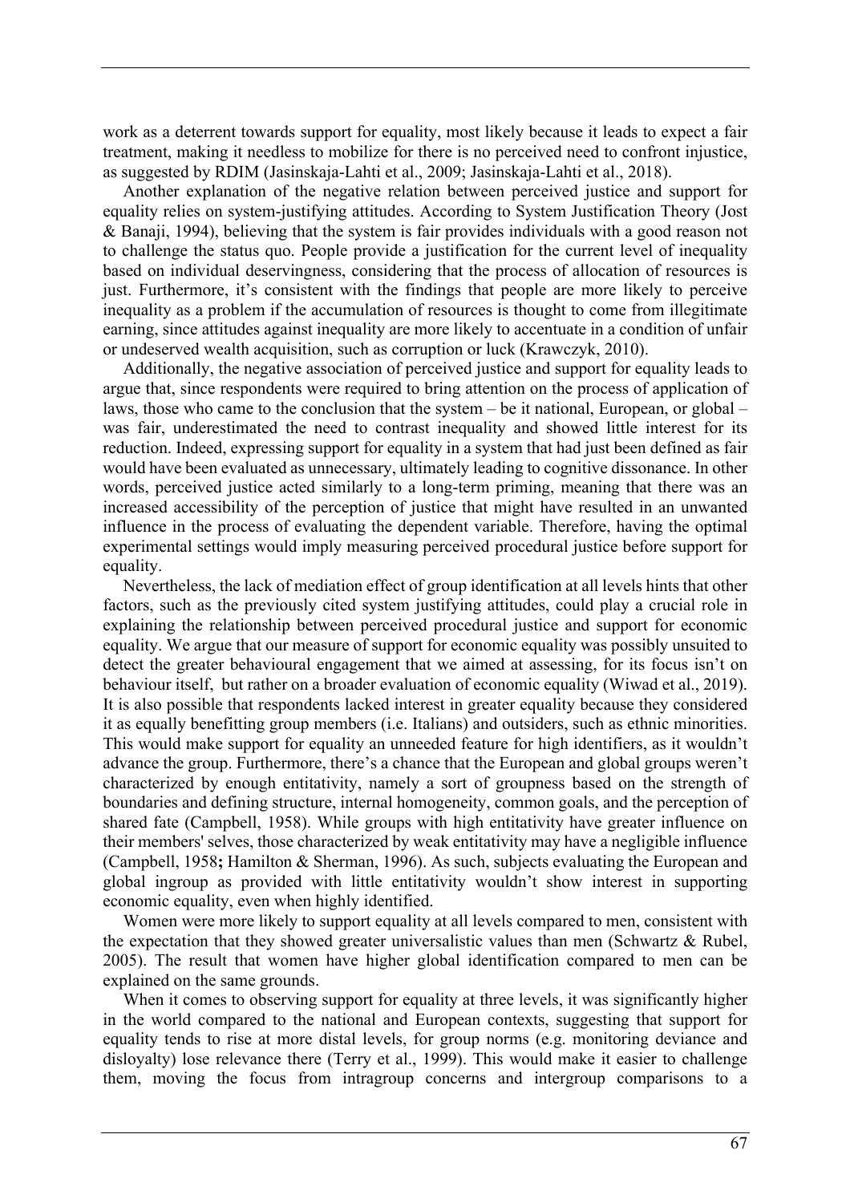work as a deterrent towards support for equality, most likely because it leads to expect a fair treatment, making it needless to mobilize for there is no perceived need to confront injustice, as suggested by RDIM (Jasinskaja-Lahti et al., 2009; Jasinskaja-Lahti et al., 2018).

Another explanation of the negative relation between perceived justice and support for equality relies on system-justifying attitudes. According to System Justification Theory (Jost & Banaji, 1994), believing that the system is fair provides individuals with a good reason not to challenge the status quo. People provide a justification for the current level of inequality based on individual deservingness, considering that the process of allocation of resources is just. Furthermore, it's consistent with the findings that people are more likely to perceive inequality as a problem if the accumulation of resources is thought to come from illegitimate earning, since attitudes against inequality are more likely to accentuate in a condition of unfair or undeserved wealth acquisition, such as corruption or luck (Krawczyk, 2010).

Additionally, the negative association of perceived justice and support for equality leads to argue that, since respondents were required to bring attention on the process of application of laws, those who came to the conclusion that the system – be it national, European, or global – was fair, underestimated the need to contrast inequality and showed little interest for its reduction. Indeed, expressing support for equality in a system that had just been defined as fair would have been evaluated as unnecessary, ultimately leading to cognitive dissonance. In other words, perceived justice acted similarly to a long-term priming, meaning that there was an increased accessibility of the perception of justice that might have resulted in an unwanted influence in the process of evaluating the dependent variable. Therefore, having the optimal experimental settings would imply measuring perceived procedural justice before support for equality.

Nevertheless, the lack of mediation effect of group identification at all levels hints that other factors, such as the previously cited system justifying attitudes, could play a crucial role in explaining the relationship between perceived procedural justice and support for economic equality. We argue that our measure of support for economic equality was possibly unsuited to detect the greater behavioural engagement that we aimed at assessing, for its focus isn't on behaviour itself, but rather on a broader evaluation of economic equality (Wiwad et al., 2019). It is also possible that respondents lacked interest in greater equality because they considered it as equally benefitting group members (i.e. Italians) and outsiders, such as ethnic minorities. This would make support for equality an unneeded feature for high identifiers, as it wouldn't advance the group. Furthermore, there's a chance that the European and global groups weren't characterized by enough entitativity, namely a sort of groupness based on the strength of boundaries and defining structure, internal homogeneity, common goals, and the perception of shared fate (Campbell, 1958). While groups with high entitativity have greater influence on their members' selves, those characterized by weak entitativity may have a negligible influence (Campbell, 1958**;** Hamilton & Sherman, 1996). As such, subjects evaluating the European and global ingroup as provided with little entitativity wouldn't show interest in supporting economic equality, even when highly identified.

Women were more likely to support equality at all levels compared to men, consistent with the expectation that they showed greater universalistic values than men (Schwartz & Rubel, 2005). The result that women have higher global identification compared to men can be explained on the same grounds.

When it comes to observing support for equality at three levels, it was significantly higher in the world compared to the national and European contexts, suggesting that support for equality tends to rise at more distal levels, for group norms (e.g. monitoring deviance and disloyalty) lose relevance there (Terry et al., 1999). This would make it easier to challenge them, moving the focus from intragroup concerns and intergroup comparisons to a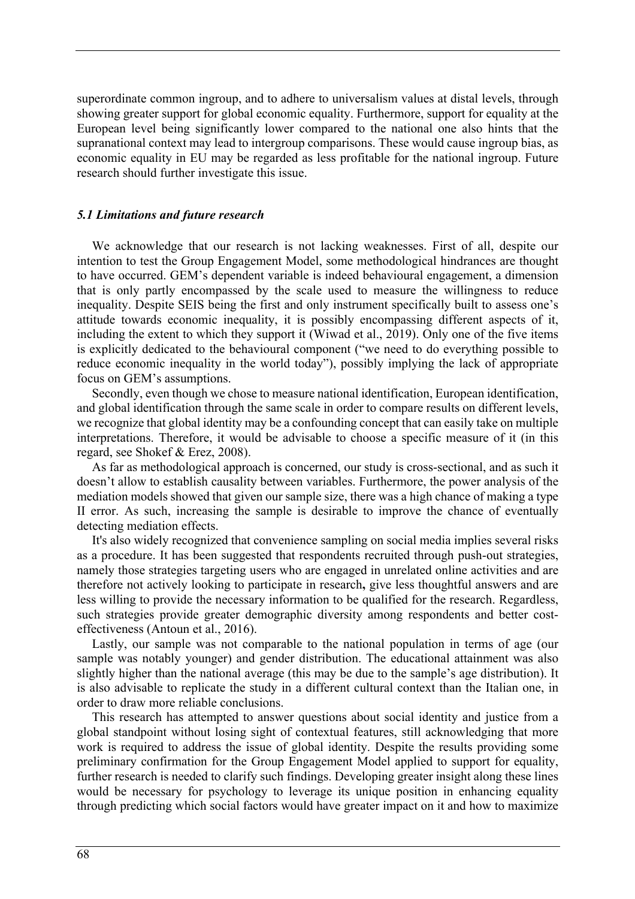superordinate common ingroup, and to adhere to universalism values at distal levels, through showing greater support for global economic equality. Furthermore, support for equality at the European level being significantly lower compared to the national one also hints that the supranational context may lead to intergroup comparisons. These would cause ingroup bias, as economic equality in EU may be regarded as less profitable for the national ingroup. Future research should further investigate this issue.

### *5.1 Limitations and future research*

We acknowledge that our research is not lacking weaknesses. First of all, despite our intention to test the Group Engagement Model, some methodological hindrances are thought to have occurred. GEM's dependent variable is indeed behavioural engagement, a dimension that is only partly encompassed by the scale used to measure the willingness to reduce inequality. Despite SEIS being the first and only instrument specifically built to assess one's attitude towards economic inequality, it is possibly encompassing different aspects of it, including the extent to which they support it (Wiwad et al., 2019). Only one of the five items is explicitly dedicated to the behavioural component ("we need to do everything possible to reduce economic inequality in the world today"), possibly implying the lack of appropriate focus on GEM's assumptions.

Secondly, even though we chose to measure national identification, European identification, and global identification through the same scale in order to compare results on different levels, we recognize that global identity may be a confounding concept that can easily take on multiple interpretations. Therefore, it would be advisable to choose a specific measure of it (in this regard, see Shokef & Erez, 2008).

As far as methodological approach is concerned, our study is cross-sectional, and as such it doesn't allow to establish causality between variables. Furthermore, the power analysis of the mediation models showed that given our sample size, there was a high chance of making a type II error. As such, increasing the sample is desirable to improve the chance of eventually detecting mediation effects.

It's also widely recognized that convenience sampling on social media implies several risks as a procedure. It has been suggested that respondents recruited through push-out strategies, namely those strategies targeting users who are engaged in unrelated online activities and are therefore not actively looking to participate in research**,** give less thoughtful answers and are less willing to provide the necessary information to be qualified for the research. Regardless, such strategies provide greater demographic diversity among respondents and better cost-effectiveness (Antoun et al., 2016).

Lastly, our sample was not comparable to the national population in terms of age (our sample was notably younger) and gender distribution. The educational attainment was also slightly higher than the national average (this may be due to the sample's age distribution). It is also advisable to replicate the study in a different cultural context than the Italian one, in order to draw more reliable conclusions.

This research has attempted to answer questions about social identity and justice from a global standpoint without losing sight of contextual features, still acknowledging that more work is required to address the issue of global identity. Despite the results providing some preliminary confirmation for the Group Engagement Model applied to support for equality, further research is needed to clarify such findings. Developing greater insight along these lines would be necessary for psychology to leverage its unique position in enhancing equality through predicting which social factors would have greater impact on it and how to maximize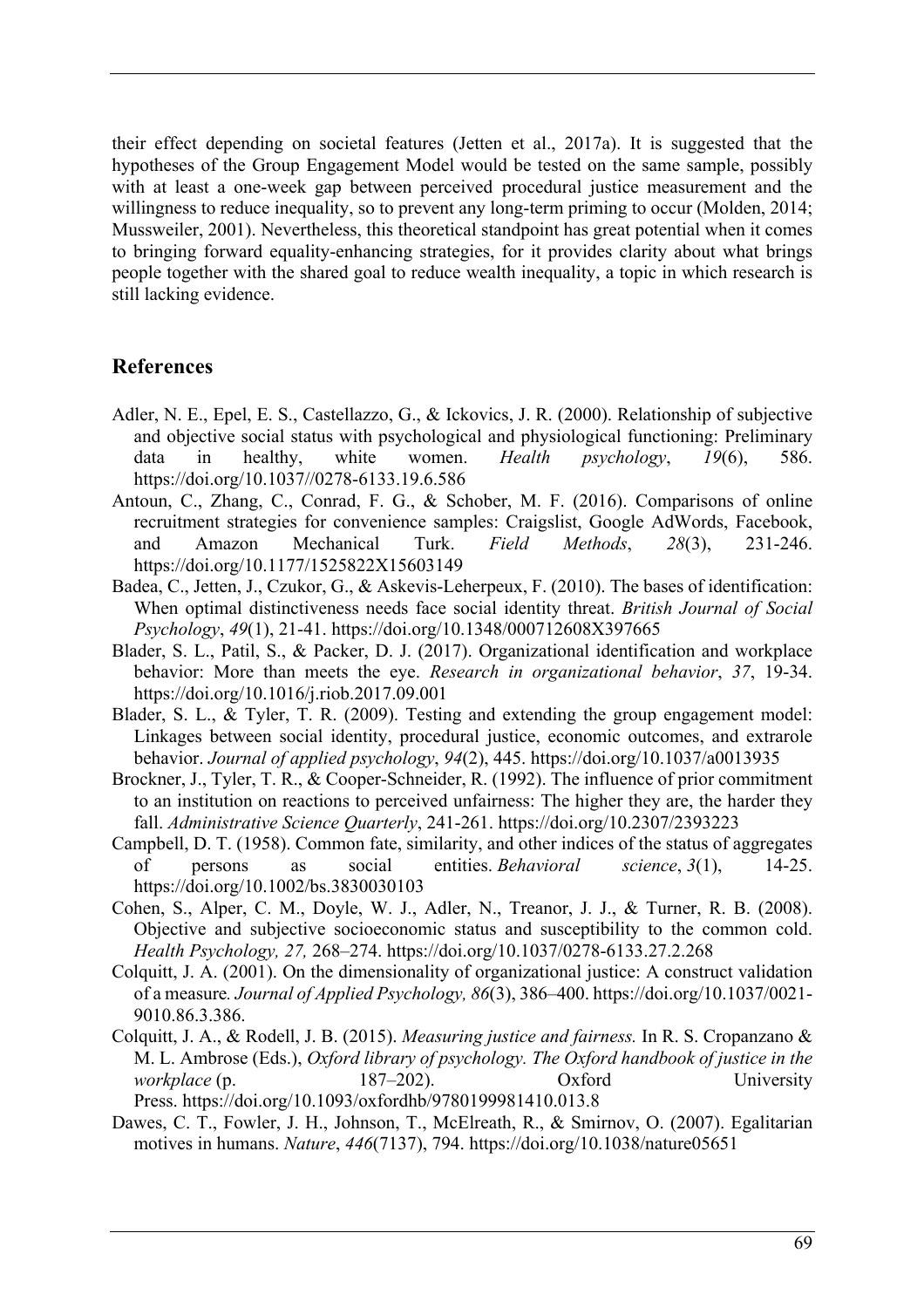their effect depending on societal features (Jetten et al., 2017a). It is suggested that the hypotheses of the Group Engagement Model would be tested on the same sample, possibly with at least a one-week gap between perceived procedural justice measurement and the willingness to reduce inequality, so to prevent any long-term priming to occur (Molden, 2014; Mussweiler, 2001). Nevertheless, this theoretical standpoint has great potential when it comes to bringing forward equality-enhancing strategies, for it provides clarity about what brings people together with the shared goal to reduce wealth inequality, a topic in which research is still lacking evidence.

## References

Adler, N. E., Epel, E. S., Castellazzo, G., & Ickovics, J. R. (2000). Relationship of subjective and objective social status with psychological and physiological functioning: Preliminary data in healthy, white women. *Health psychology*, *19*(6), 586. https://doi.org/10.1037//0278-6133.19.6.586

Antoun, C., Zhang, C., Conrad, F. G., & Schober, M. F. (2016). Comparisons of online recruitment strategies for convenience samples: Craigslist, Google AdWords, Facebook, and Amazon Mechanical Turk. *Field Methods*, *28*(3), 231-246. https://doi.org/10.1177/1525822X15603149

Badea, C., Jetten, J., Czukor, G., & Askevis-Leherpeux, F. (2010). The bases of identification: When optimal distinctiveness needs face social identity threat. *British Journal of Social Psychology*, *49*(1), 21-41. https://doi.org/10.1348/000712608X397665

Blader, S. L., Patil, S., & Packer, D. J. (2017). Organizational identification and workplace behavior: More than meets the eye. *Research in organizational behavior*, *37*, 19-34. https://doi.org/10.1016/j.riob.2017.09.001

Blader, S. L., & Tyler, T. R. (2009). Testing and extending the group engagement model: Linkages between social identity, procedural justice, economic outcomes, and extrarole behavior. *Journal of applied psychology*, *94*(2), 445. https://doi.org/10.1037/a0013935

Brockner, J., Tyler, T. R., & Cooper-Schneider, R. (1992). The influence of prior commitment to an institution on reactions to perceived unfairness: The higher they are, the harder they fall. *Administrative Science Quarterly*, 241-261. https://doi.org/10.2307/2393223

Campbell, D. T. (1958). Common fate, similarity, and other indices of the status of aggregates of persons as social entities. *Behavioral science*, *3*(1), 14-25. https://doi.org/10.1002/bs.3830030103

Cohen, S., Alper, C. M., Doyle, W. J., Adler, N., Treanor, J. J., & Turner, R. B. (2008). Objective and subjective socioeconomic status and susceptibility to the common cold. *Health Psychology, 27,* 268–274. https://doi.org/10.1037/0278-6133.27.2.268

Colquitt, J. A. (2001). On the dimensionality of organizational justice: A construct validation of a measure*. Journal of Applied Psychology, 86*(3), 386–400. https://doi.org/10.1037/0021-9010.86.3.386.

Colquitt, J. A., & Rodell, J. B. (2015). *Measuring justice and fairness.* In R. S. Cropanzano & M. L. Ambrose (Eds.), *Oxford library of psychology. The Oxford handbook of justice in the workplace* (p. 187–202). Oxford University Press. https://doi.org/10.1093/oxfordhb/9780199981410.013.8

Dawes, C. T., Fowler, J. H., Johnson, T., McElreath, R., & Smirnov, O. (2007). Egalitarian motives in humans. *Nature*, *446*(7137), 794. https://doi.org/10.1038/nature05651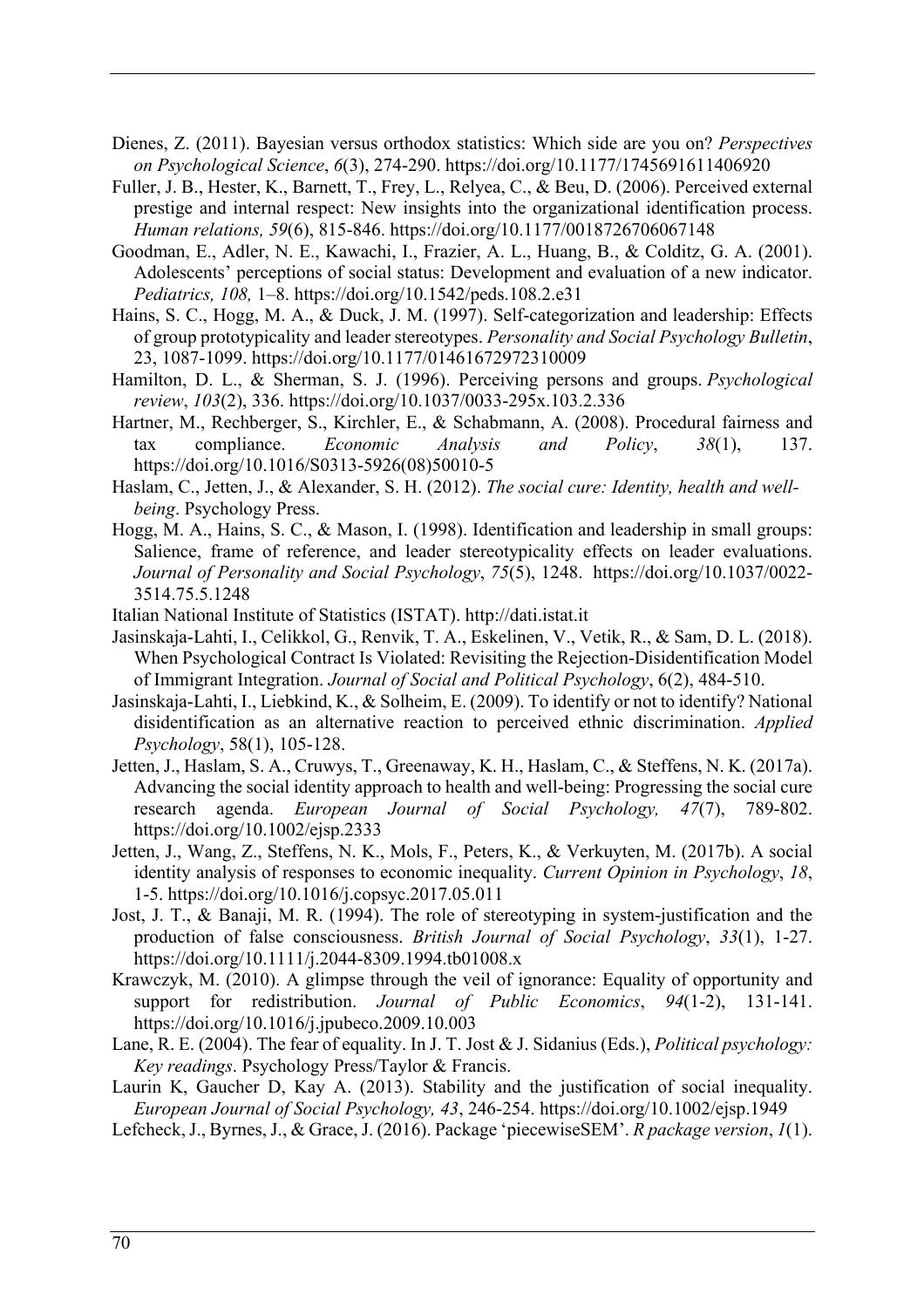Dienes, Z. (2011). Bayesian versus orthodox statistics: Which side are you on? *Perspectives on Psychological Science*, *6*(3), 274-290. https://doi.org/10.1177/1745691611406920

Fuller, J. B., Hester, K., Barnett, T., Frey, L., Relyea, C., & Beu, D. (2006). Perceived external prestige and internal respect: New insights into the organizational identification process. *Human relations, 59*(6), 815-846. https://doi.org/10.1177/0018726706067148

Goodman, E., Adler, N. E., Kawachi, I., Frazier, A. L., Huang, B., & Colditz, G. A. (2001). Adolescents' perceptions of social status: Development and evaluation of a new indicator. *Pediatrics, 108,* 1–8. https://doi.org/10.1542/peds.108.2.e31

Hains, S. C., Hogg, M. A., & Duck, J. M. (1997). Self-categorization and leadership: Effects of group prototypicality and leader stereotypes. *Personality and Social Psychology Bulletin*, 23, 1087-1099. https://doi.org/10.1177/01461672972310009

Hamilton, D. L., & Sherman, S. J. (1996). Perceiving persons and groups. *Psychological review*, *103*(2), 336. https://doi.org/10.1037/0033-295x.103.2.336

Hartner, M., Rechberger, S., Kirchler, E., & Schabmann, A. (2008). Procedural fairness and tax compliance. *Economic Analysis and Policy*, *38*(1), 137. https://doi.org/10.1016/S0313-5926(08)50010-5

Haslam, C., Jetten, J., & Alexander, S. H. (2012). *The social cure: Identity, health and well-being*. Psychology Press.

Hogg, M. A., Hains, S. C., & Mason, I. (1998). Identification and leadership in small groups: Salience, frame of reference, and leader stereotypicality effects on leader evaluations. *Journal of Personality and Social Psychology*, *75*(5), 1248. https://doi.org/10.1037/0022-3514.75.5.1248

Italian National Institute of Statistics (ISTAT). http://dati.istat.it

Jasinskaja-Lahti, I., Celikkol, G., Renvik, T. A., Eskelinen, V., Vetik, R., & Sam, D. L. (2018). When Psychological Contract Is Violated: Revisiting the Rejection-Disidentification Model of Immigrant Integration. *Journal of Social and Political Psychology*, 6(2), 484-510.

Jasinskaja-Lahti, I., Liebkind, K., & Solheim, E. (2009). To identify or not to identify? National disidentification as an alternative reaction to perceived ethnic discrimination. *Applied Psychology*, 58(1), 105-128.

Jetten, J., Haslam, S. A., Cruwys, T., Greenaway, K. H., Haslam, C., & Steffens, N. K. (2017a). Advancing the social identity approach to health and well-being: Progressing the social cure research agenda. *European Journal of Social Psychology, 47*(7), 789-802. https://doi.org/10.1002/ejsp.2333

Jetten, J., Wang, Z., Steffens, N. K., Mols, F., Peters, K., & Verkuyten, M. (2017b). A social identity analysis of responses to economic inequality. *Current Opinion in Psychology*, *18*, 1-5. https://doi.org/10.1016/j.copsyc.2017.05.011

Jost, J. T., & Banaji, M. R. (1994). The role of stereotyping in system-justification and the production of false consciousness. *British Journal of Social Psychology*, *33*(1), 1-27. https://doi.org/10.1111/j.2044-8309.1994.tb01008.x

Krawczyk, M. (2010). A glimpse through the veil of ignorance: Equality of opportunity and support for redistribution. *Journal of Public Economics*, *94*(1-2), 131-141. https://doi.org/10.1016/j.jpubeco.2009.10.003

Lane, R. E. (2004). The fear of equality. In J. T. Jost & J. Sidanius (Eds.), *Political psychology: Key readings*. Psychology Press/Taylor & Francis.

Laurin K, Gaucher D, Kay A. (2013). Stability and the justification of social inequality. *European Journal of Social Psychology, 43*, 246-254. https://doi.org/10.1002/ejsp.1949

Lefcheck, J., Byrnes, J., & Grace, J. (2016). Package 'piecewiseSEM'. *R package version*, *1*(1).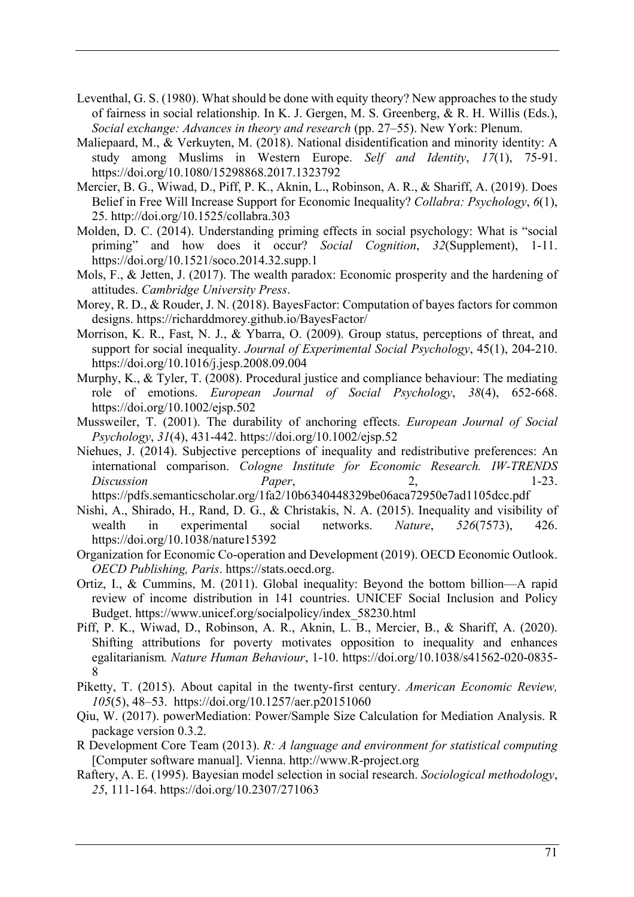Leventhal, G. S. (1980). What should be done with equity theory? New approaches to the study of fairness in social relationship. In K. J. Gergen, M. S. Greenberg, & R. H. Willis (Eds.), *Social exchange: Advances in theory and research* (pp. 27–55). New York: Plenum.

Maliepaard, M., & Verkuyten, M. (2018). National disidentification and minority identity: A study among Muslims in Western Europe. *Self and Identity*, *17*(1), 75-91. https://doi.org/10.1080/15298868.2017.1323792

Mercier, B. G., Wiwad, D., Piff, P. K., Aknin, L., Robinson, A. R., & Shariff, A. (2019). Does Belief in Free Will Increase Support for Economic Inequality? *Collabra: Psychology*, *6*(1), 25. http://doi.org/10.1525/collabra.303

Molden, D. C. (2014). Understanding priming effects in social psychology: What is "social priming" and how does it occur? *Social Cognition*, *32*(Supplement), 1-11. https://doi.org/10.1521/soco.2014.32.supp.1

Mols, F., & Jetten, J. (2017). The wealth paradox: Economic prosperity and the hardening of attitudes. *Cambridge University Press*.

Morey, R. D., & Rouder, J. N. (2018). BayesFactor: Computation of bayes factors for common designs. https://richarddmorey.github.io/BayesFactor/

Morrison, K. R., Fast, N. J., & Ybarra, O. (2009). Group status, perceptions of threat, and support for social inequality. *Journal of Experimental Social Psychology*, 45(1), 204-210. https://doi.org/10.1016/j.jesp.2008.09.004

Murphy, K., & Tyler, T. (2008). Procedural justice and compliance behaviour: The mediating role of emotions. *European Journal of Social Psychology*, *38*(4), 652-668. https://doi.org/10.1002/ejsp.502

Mussweiler, T. (2001). The durability of anchoring effects. *European Journal of Social Psychology*, *31*(4), 431-442. https://doi.org/10.1002/ejsp.52

Niehues, J. (2014). Subjective perceptions of inequality and redistributive preferences: An international comparison. *Cologne Institute for Economic Research. IW-TRENDS Discussion Paper*, 2, 1-23. https://pdfs.semanticscholar.org/1fa2/10b6340448329be06aca72950e7ad1105dcc.pdf

Nishi, A., Shirado, H., Rand, D. G., & Christakis, N. A. (2015). Inequality and visibility of wealth in experimental social networks. *Nature*, *526*(7573), 426. https://doi.org/10.1038/nature15392

Organization for Economic Co-operation and Development (2019). OECD Economic Outlook. *OECD Publishing, Paris*. https://stats.oecd.org.

Ortiz, I., & Cummins, M. (2011). Global inequality: Beyond the bottom billion—A rapid review of income distribution in 141 countries. UNICEF Social Inclusion and Policy Budget. https://www.unicef.org/socialpolicy/index_58230.html

Piff, P. K., Wiwad, D., Robinson, A. R., Aknin, L. B., Mercier, B., & Shariff, A. (2020). Shifting attributions for poverty motivates opposition to inequality and enhances egalitarianism*. Nature Human Behaviour*, 1-10. https://doi.org/10.1038/s41562-020-0835-8

Piketty, T. (2015). About capital in the twenty-first century. *American Economic Review, 105*(5), 48–53. https://doi.org/10.1257/aer.p20151060

Qiu, W. (2017). powerMediation: Power/Sample Size Calculation for Mediation Analysis. R package version 0.3.2.

R Development Core Team (2013). *R: A language and environment for statistical computing* [Computer software manual]. Vienna. http://www.R-project.org

Raftery, A. E. (1995). Bayesian model selection in social research. *Sociological methodology*, *25*, 111-164. https://doi.org/10.2307/271063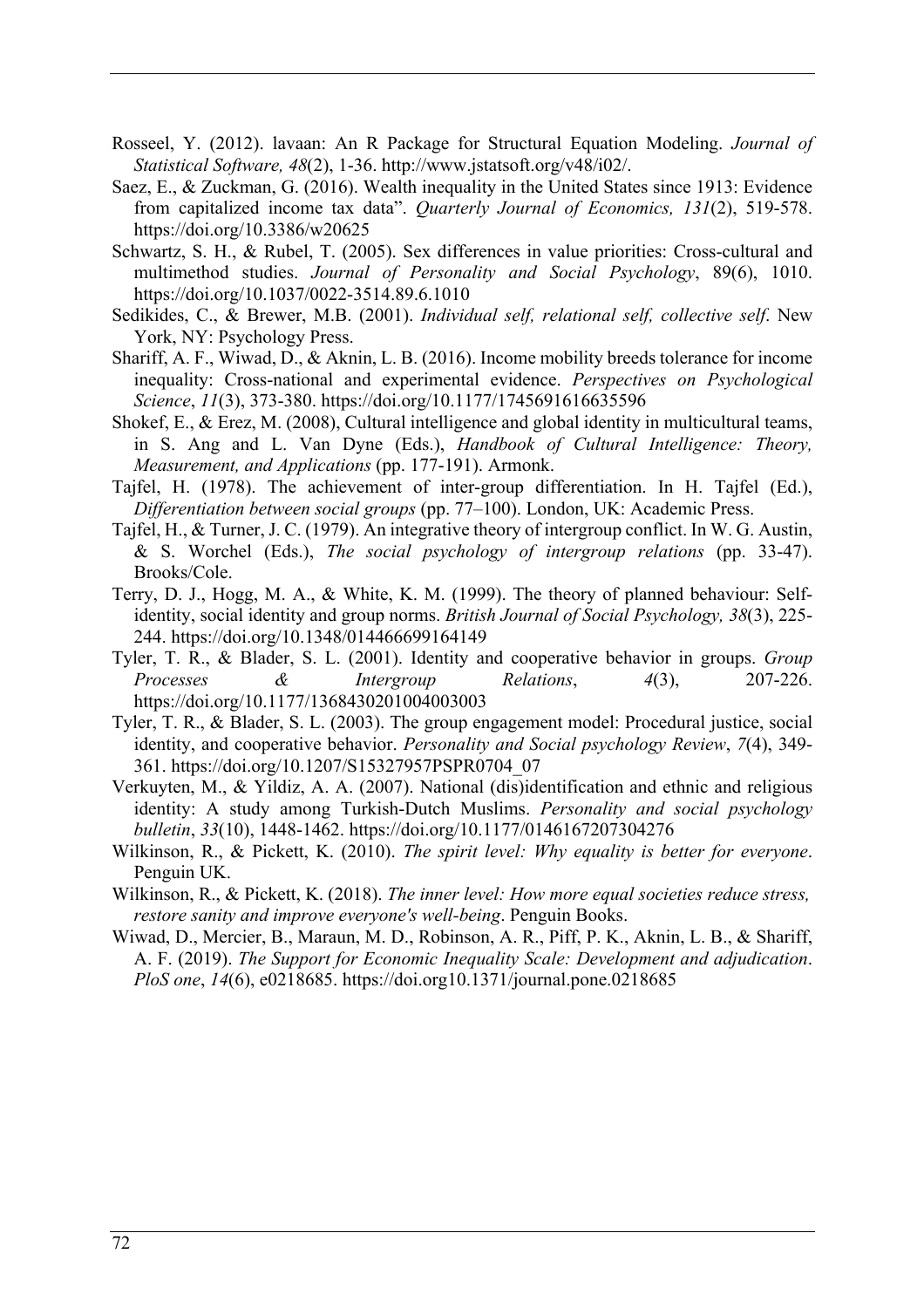Rosseel, Y. (2012). lavaan: An R Package for Structural Equation Modeling. *Journal of Statistical Software, 48*(2), 1-36. http://www.jstatsoft.org/v48/i02/.

Saez, E., & Zuckman, G. (2016). Wealth inequality in the United States since 1913: Evidence from capitalized income tax data". *Quarterly Journal of Economics, 131*(2), 519-578. https://doi.org/10.3386/w20625

Schwartz, S. H., & Rubel, T. (2005). Sex differences in value priorities: Cross-cultural and multimethod studies. *Journal of Personality and Social Psychology*, 89(6), 1010. https://doi.org/10.1037/0022-3514.89.6.1010

Sedikides, C., & Brewer, M.B. (2001). *Individual self, relational self, collective self*. New York, NY: Psychology Press.

Shariff, A. F., Wiwad, D., & Aknin, L. B. (2016). Income mobility breeds tolerance for income inequality: Cross-national and experimental evidence. *Perspectives on Psychological Science*, *11*(3), 373-380. https://doi.org/10.1177/1745691616635596

Shokef, E., & Erez, M. (2008), Cultural intelligence and global identity in multicultural teams, in S. Ang and L. Van Dyne (Eds.), *Handbook of Cultural Intelligence: Theory, Measurement, and Applications* (pp. 177-191). Armonk.

Tajfel, H. (1978). The achievement of inter-group differentiation. In H. Tajfel (Ed.), *Differentiation between social groups* (pp. 77–100). London, UK: Academic Press.

Tajfel, H., & Turner, J. C. (1979). An integrative theory of intergroup conflict. In W. G. Austin, & S. Worchel (Eds.), *The social psychology of intergroup relations* (pp. 33-47). Brooks/Cole.

Terry, D. J., Hogg, M. A., & White, K. M. (1999). The theory of planned behaviour: Self-identity, social identity and group norms. *British Journal of Social Psychology, 38*(3), 225-244. https://doi.org/10.1348/014466699164149

Tyler, T. R., & Blader, S. L. (2001). Identity and cooperative behavior in groups. *Group Processes & Intergroup Relations*, *4*(3), 207-226. https://doi.org/10.1177/1368430201004003003

Tyler, T. R., & Blader, S. L. (2003). The group engagement model: Procedural justice, social identity, and cooperative behavior. *Personality and Social psychology Review*, *7*(4), 349-361. https://doi.org/10.1207/S15327957PSPR0704_07

Verkuyten, M., & Yildiz, A. A. (2007). National (dis)identification and ethnic and religious identity: A study among Turkish-Dutch Muslims. *Personality and social psychology bulletin*, *33*(10), 1448-1462. https://doi.org/10.1177/0146167207304276

Wilkinson, R., & Pickett, K. (2010). *The spirit level: Why equality is better for everyone*. Penguin UK.

Wilkinson, R., & Pickett, K. (2018). *The inner level: How more equal societies reduce stress, restore sanity and improve everyone's well-being*. Penguin Books.

Wiwad, D., Mercier, B., Maraun, M. D., Robinson, A. R., Piff, P. K., Aknin, L. B., & Shariff, A. F. (2019). *The Support for Economic Inequality Scale: Development and adjudication*. *PloS one*, *14*(6), e0218685. https://doi.org10.1371/journal.pone.0218685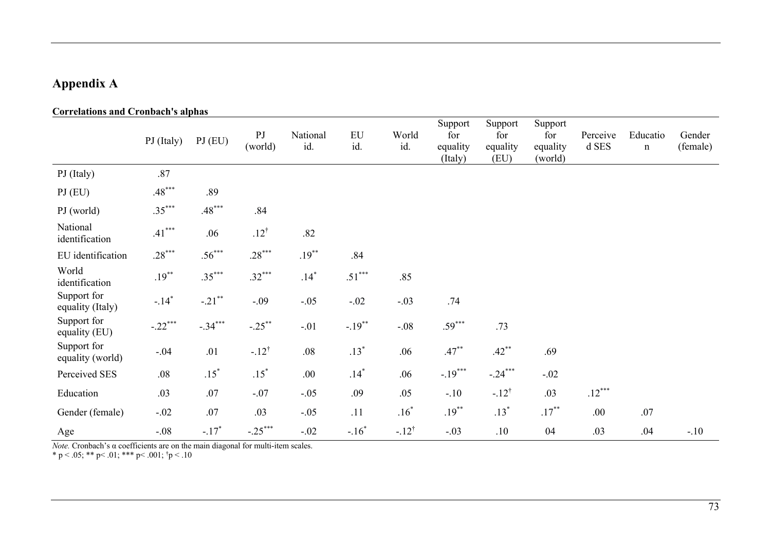## Appendix A

**Correlations and Cronbach's alphas**

| | PJ (Italy) | PJ (EU) | PJ (world) | National id. | EU id. | World id. | Support for equality (Italy) | Support for equality (EU) | Support for equality (world) | Perceived SES | Education | Gender (female) |
|---|---|---|---|---|---|---|---|---|---|---|---|---|
| PJ (Italy) | .87 | | | | | | | | | | | |
| PJ (EU) | $.48^{***}$ | .89 | | | | | | | | | | |
| PJ (world) | $.35^{***}$ | $.48^{***}$ | .84 | | | | | | | | | |
| National identification | $.41^{***}$ | .06 | $.12^{\dagger}$ | .82 | | | | | | | | |
| EU identification | $.28^{***}$ | $.56^{***}$ | $.28^{***}$ | $.19^{**}$ | .84 | | | | | | | |
| World identification | $.19^{**}$ | $.35^{***}$ | $.32^{***}$ | $.14^{*}$ | $.51^{***}$ | .85 | | | | | | |
| Support for equality (Italy) | $-.14^{*}$ | $-.21^{**}$ | -.09 | -.05 | -.02 | -.03 | .74 | | | | | |
| Support for equality (EU) | $-.22^{***}$ | $-.34^{***}$ | $-.25^{**}$ | -.01 | $-.19^{**}$ | -.08 | $.59^{***}$ | .73 | | | | |
| Support for equality (world) | -.04 | .01 | $-.12^{\dagger}$ | .08 | $.13^{*}$ | .06 | $.47^{**}$ | $.42^{**}$ | .69 | | | |
| Perceived SES | .08 | $.15^{*}$ | $.15^{*}$ | .00 | $.14^{*}$ | .06 | $-.19^{***}$ | $-.24^{***}$ | -.02 | | | |
| Education | .03 | .07 | -.07 | -.05 | .09 | .05 | -.10 | $-.12^{\dagger}$ | .03 | $.12^{***}$ | | |
| Gender (female) | -.02 | .07 | .03 | -.05 | .11 | $.16^{*}$ | $.19^{**}$ | $.13^{*}$ | $.17^{**}$ | .00 | .07 | |
| Age | -.08 | $-.17^{*}$ | $-.25^{***}$ | -.02 | $-.16^{*}$ | $-.12^{\dagger}$ | -.03 | .10 | 04 | .03 | .04 | -.10 |

*Note.* Cronbach's α coefficients are on the main diagonal for multi-item scales.
\* $p < .05$; \*\* $p < .01$; \*\*\* $p < .001$; $^{\dagger}p < .10$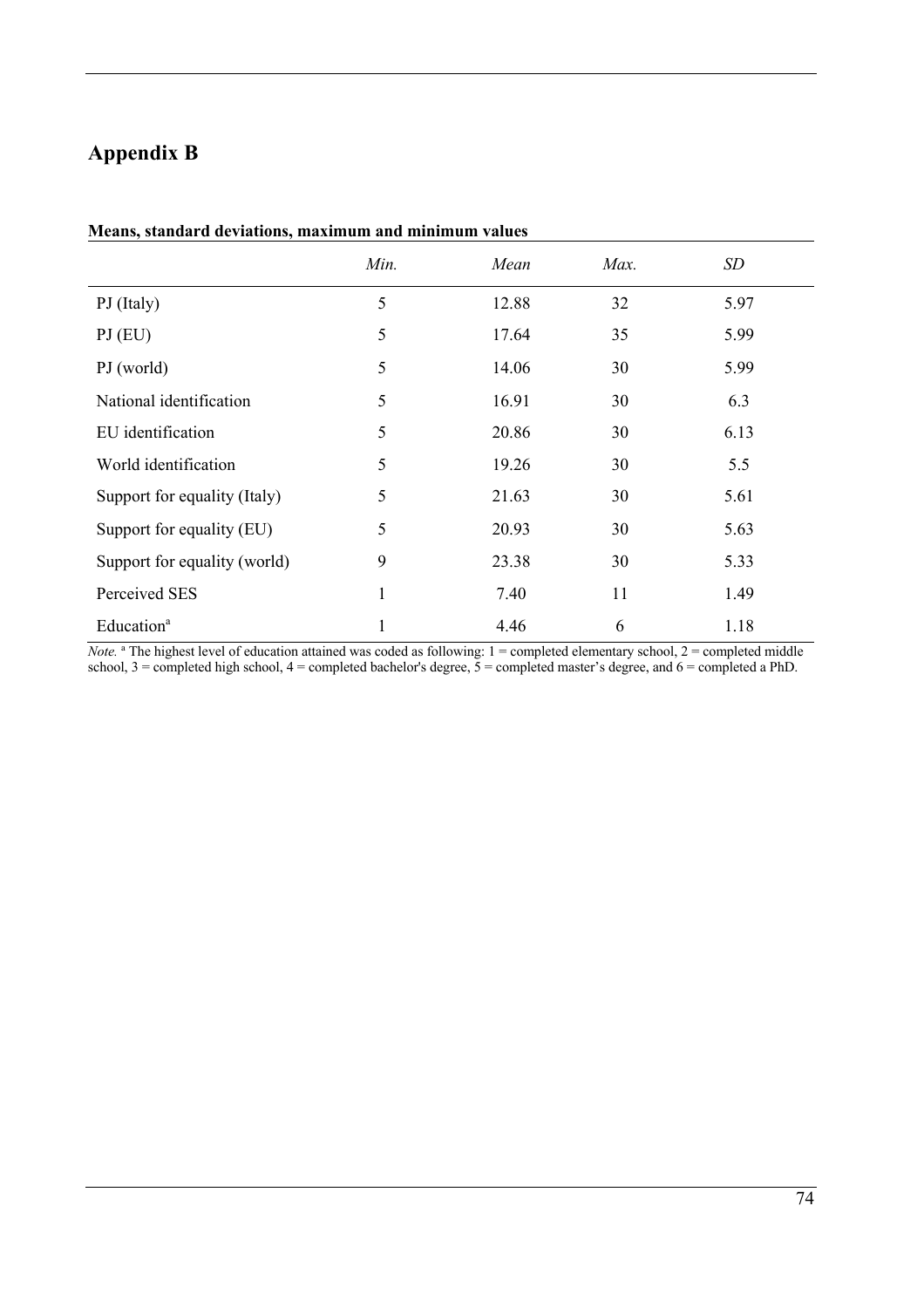# Appendix B

**Means, standard deviations, maximum and minimum values**

| | *Min.* | *Mean* | *Max.* | *SD* |
|---|---|---|---|---|
| PJ (Italy) | 5 | 12.88 | 32 | 5.97 |
| PJ (EU) | 5 | 17.64 | 35 | 5.99 |
| PJ (world) | 5 | 14.06 | 30 | 5.99 |
| National identification | 5 | 16.91 | 30 | 6.3 |
| EU identification | 5 | 20.86 | 30 | 6.13 |
| World identification | 5 | 19.26 | 30 | 5.5 |
| Support for equality (Italy) | 5 | 21.63 | 30 | 5.61 |
| Support for equality (EU) | 5 | 20.93 | 30 | 5.63 |
| Support for equality (world) | 9 | 23.38 | 30 | 5.33 |
| Perceived SES | 1 | 7.40 | 11 | 1.49 |
| Education[a] | 1 | 4.46 | 6 | 1.18 |

*Note.* [a] The highest level of education attained was coded as following: 1 = completed elementary school, 2 = completed middle school, 3 = completed high school, 4 = completed bachelor's degree, 5 = completed master's degree, and 6 = completed a PhD.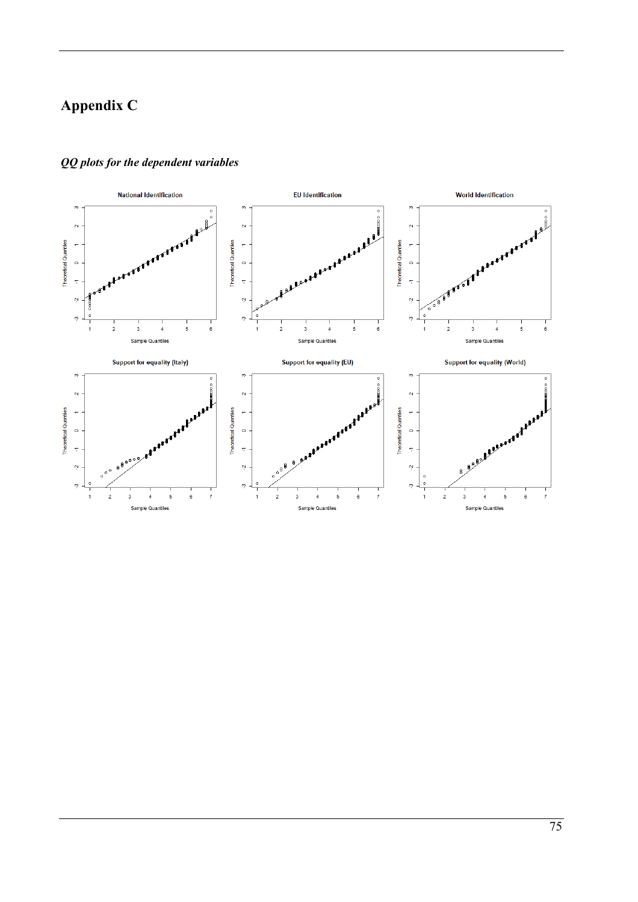# Appendix C

***QQ plots for the dependent variables***

National Identification

Theoretical Quantiles

Sample Quantiles

EU Identification

Theoretical Quantiles

Sample Quantiles

World Identification

Theoretical Quantiles

Sample Quantiles

Support for equality (Italy)

Theoretical Quantiles

Sample Quantiles

Support for equality (EU)

Theoretical Quantiles

Sample Quantiles

Support for equality (World)

Theoretical Quantiles

Sample Quantiles